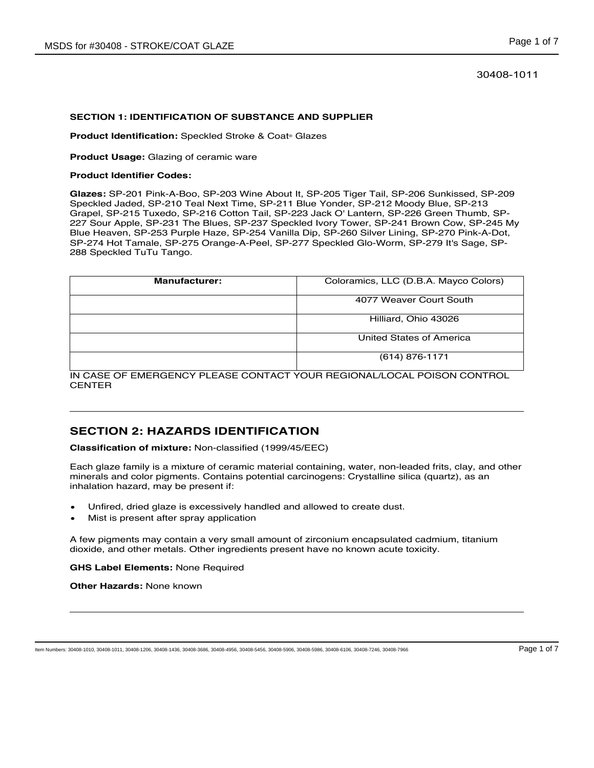30408-1011

**SECTION 1: IDENTIFICATION OF SUBSTANCE AND SUPPLIER**

**Product Identification:** Speckled Stroke & Coat® Glazes

**Product Usage:** Glazing of ceramic ware

**Product Identifier Codes:**

**Glazes:** SP-201 Pink-A-Boo, SP-203 Wine About It, SP-205 Tiger Tail, SP-206 Sunkissed, SP-209 Speckled Jaded, SP-210 Teal Next Time, SP-211 Blue Yonder, SP-212 Moody Blue, SP-213 Grapel, SP-215 Tuxedo, SP-216 Cotton Tail, SP-223 Jack O' Lantern, SP-226 Green Thumb, SP-227 Sour Apple, SP-231 The Blues, SP-237 Speckled Ivory Tower, SP-241 Brown Cow, SP-245 My Blue Heaven, SP-253 Purple Haze, SP-254 Vanilla Dip, SP-260 Silver Lining, SP-270 Pink-A-Dot, SP-274 Hot Tamale, SP-275 Orange-A-Peel, SP-277 Speckled Glo-Worm, SP-279 It's Sage, SP-288 Speckled TuTu Tango.

| Manufacturer: | Coloramics, LLC (D.B.A. Mayco Colors) |
|---|---|
| | 4077 Weaver Court South |
| | Hilliard, Ohio 43026 |
| | United States of America |
| | (614) 876-1171 |

IN CASE OF EMERGENCY PLEASE CONTACT YOUR REGIONAL/LOCAL POISON CONTROL CENTER

## SECTION 2: HAZARDS IDENTIFICATION

**Classification of mixture:** Non-classified (1999/45/EEC)

Each glaze family is a mixture of ceramic material containing, water, non-leaded frits, clay, and other minerals and color pigments. Contains potential carcinogens: Crystalline silica (quartz), as an inhalation hazard, may be present if:

- Unfired, dried glaze is excessively handled and allowed to create dust.
- Mist is present after spray application

A few pigments may contain a very small amount of zirconium encapsulated cadmium, titanium dioxide, and other metals. Other ingredients present have no known acute toxicity.

**GHS Label Elements:** None Required

**Other Hazards:** None known

Item Numbers: 30408-1010, 30408-1011, 30408-1206, 30408-1436, 30408-3686, 30408-4956, 30408-5456, 30408-5906, 30408-5986, 30408-6106, 30408-7246, 30408-7966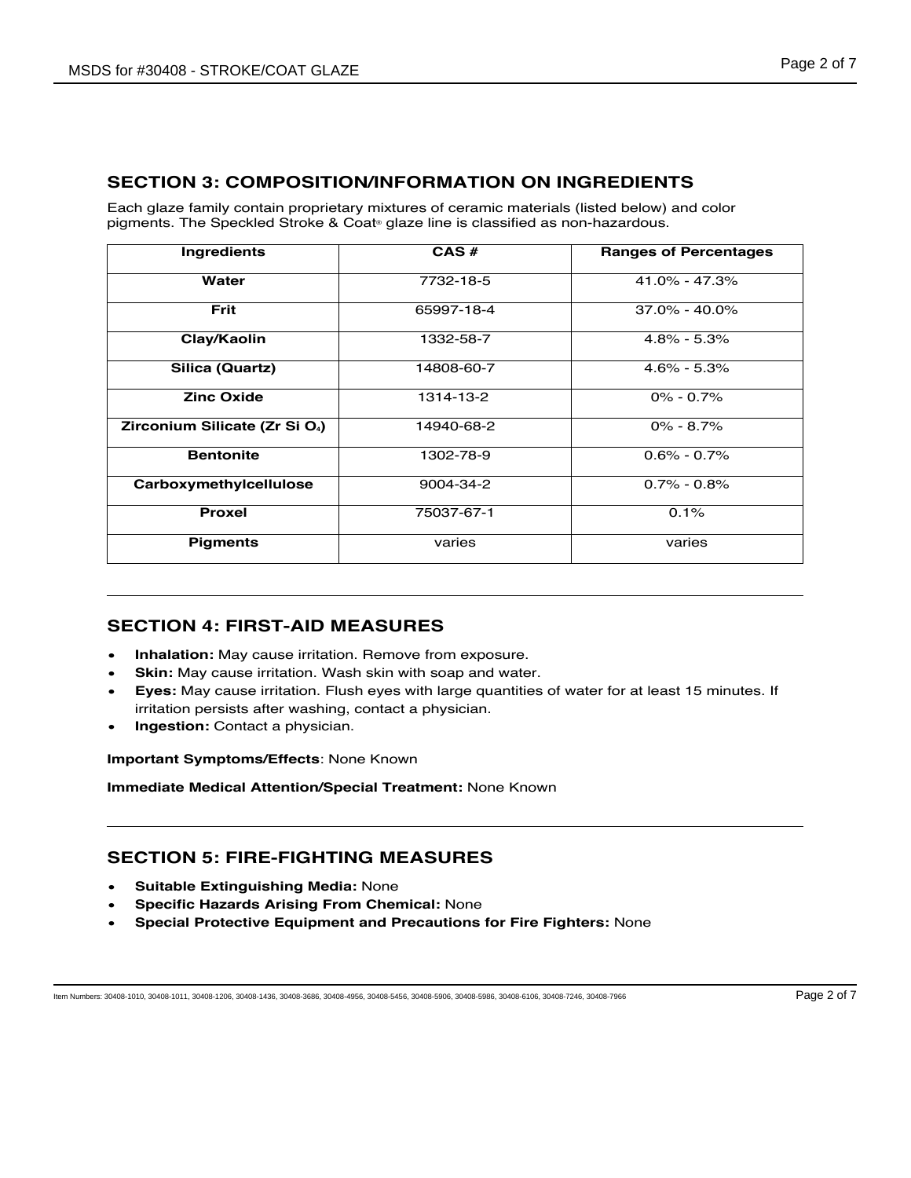## SECTION 3: COMPOSITION/INFORMATION ON INGREDIENTS

Each glaze family contain proprietary mixtures of ceramic materials (listed below) and color pigments. The Speckled Stroke & Coat® glaze line is classified as non-hazardous.

| Ingredients | CAS # | Ranges of Percentages |
|---|---|---|
| **Water** | 7732-18-5 | 41.0% - 47.3% |
| **Frit** | 65997-18-4 | 37.0% - 40.0% |
| **Clay/Kaolin** | 1332-58-7 | 4.8% - 5.3% |
| **Silica (Quartz)** | 14808-60-7 | 4.6% - 5.3% |
| **Zinc Oxide** | 1314-13-2 | 0% - 0.7% |
| **Zirconium Silicate ($Zr\ Si\ O_4$)** | 14940-68-2 | 0% - 8.7% |
| **Bentonite** | 1302-78-9 | 0.6% - 0.7% |
| **Carboxymethylcellulose** | 9004-34-2 | 0.7% - 0.8% |
| **Proxel** | 75037-67-1 | 0.1% |
| **Pigments** | varies | varies |

## SECTION 4: FIRST-AID MEASURES

- **Inhalation:** May cause irritation. Remove from exposure.
- **Skin:** May cause irritation. Wash skin with soap and water.
- **Eyes:** May cause irritation. Flush eyes with large quantities of water for at least 15 minutes. If irritation persists after washing, contact a physician.
- **Ingestion:** Contact a physician.

**Important Symptoms/Effects**: None Known

**Immediate Medical Attention/Special Treatment:** None Known

## SECTION 5: FIRE-FIGHTING MEASURES

- **Suitable Extinguishing Media:** None
- **Specific Hazards Arising From Chemical:** None
- **Special Protective Equipment and Precautions for Fire Fighters:** None

Item Numbers: 30408-1010, 30408-1011, 30408-1206, 30408-1436, 30408-3686, 30408-4956, 30408-5456, 30408-5906, 30408-5986, 30408-6106, 30408-7246, 30408-7966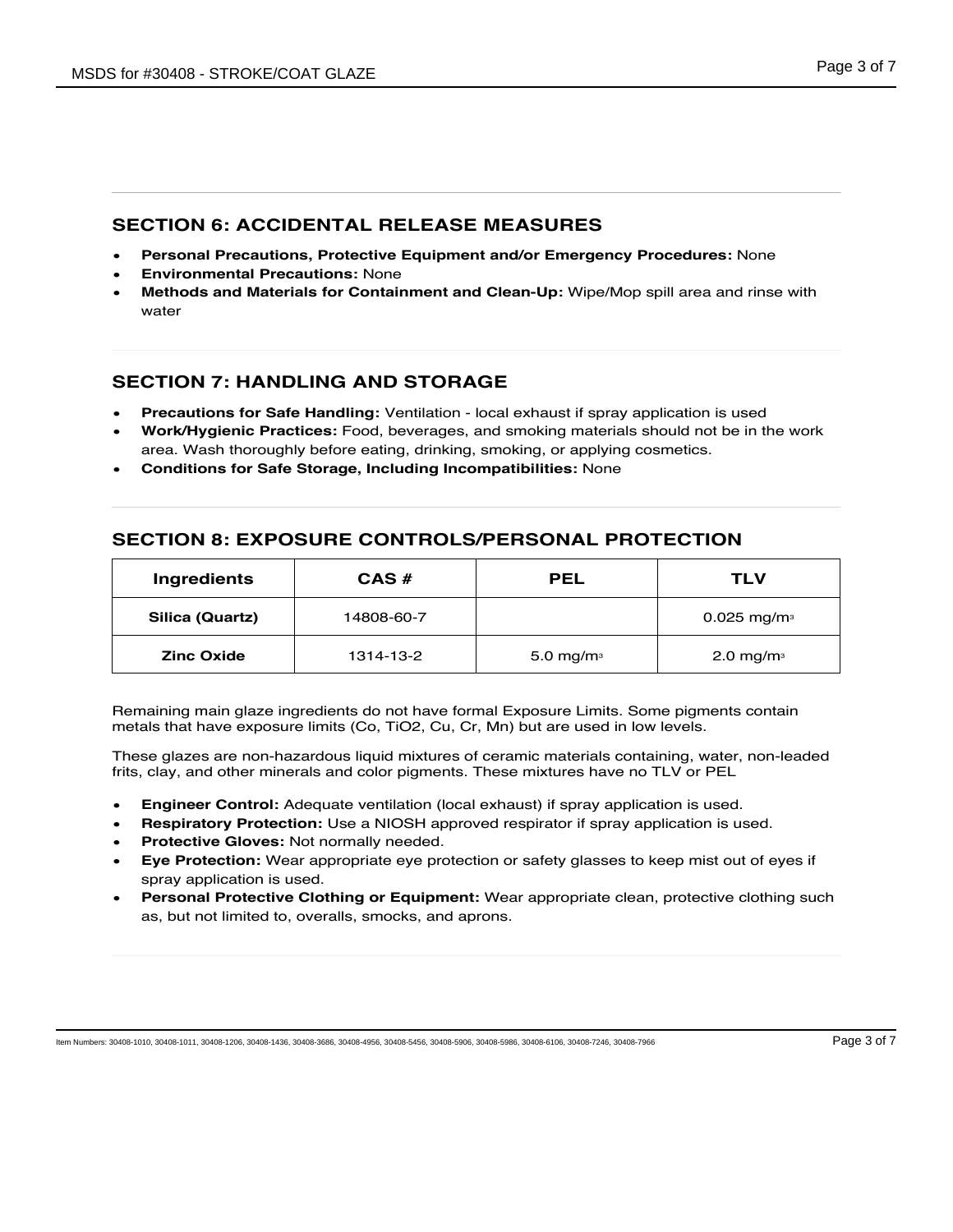## SECTION 6: ACCIDENTAL RELEASE MEASURES

- **Personal Precautions, Protective Equipment and/or Emergency Procedures:** None
- **Environmental Precautions:** None
- **Methods and Materials for Containment and Clean-Up:** Wipe/Mop spill area and rinse with water

## SECTION 7: HANDLING AND STORAGE

- **Precautions for Safe Handling:** Ventilation - local exhaust if spray application is used
- **Work/Hygienic Practices:** Food, beverages, and smoking materials should not be in the work area. Wash thoroughly before eating, drinking, smoking, or applying cosmetics.
- **Conditions for Safe Storage, Including Incompatibilities:** None

## SECTION 8: EXPOSURE CONTROLS/PERSONAL PROTECTION

| Ingredients | CAS # | PEL | TLV |
|---|---|---|---|
| Silica (Quartz) | 14808-60-7 | | 0.025 $mg/m^3$ |
| Zinc Oxide | 1314-13-2 | 5.0 $mg/m^3$ | 2.0 $mg/m^3$ |

Remaining main glaze ingredients do not have formal Exposure Limits. Some pigments contain metals that have exposure limits (Co, $TiO_2$, Cu, Cr, Mn) but are used in low levels.

These glazes are non-hazardous liquid mixtures of ceramic materials containing, water, non-leaded frits, clay, and other minerals and color pigments. These mixtures have no TLV or PEL

- **Engineer Control:** Adequate ventilation (local exhaust) if spray application is used.
- **Respiratory Protection:** Use a NIOSH approved respirator if spray application is used.
- **Protective Gloves:** Not normally needed.
- **Eye Protection:** Wear appropriate eye protection or safety glasses to keep mist out of eyes if spray application is used.
- **Personal Protective Clothing or Equipment:** Wear appropriate clean, protective clothing such as, but not limited to, overalls, smocks, and aprons.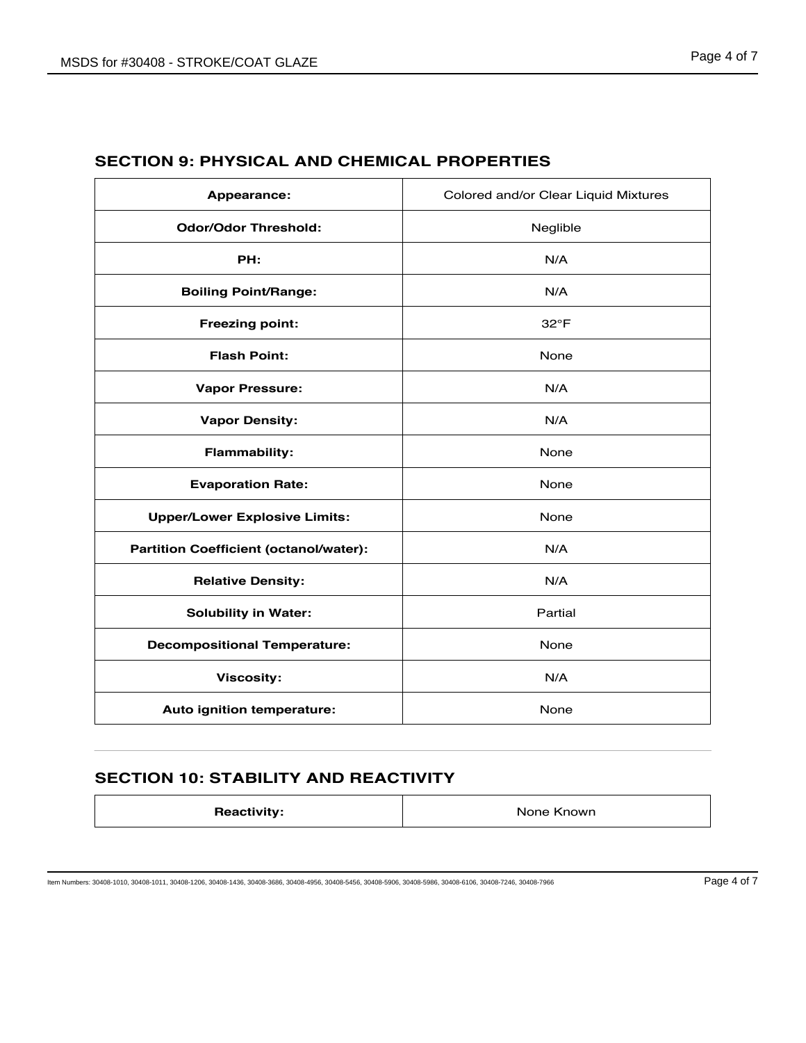## SECTION 9: PHYSICAL AND CHEMICAL PROPERTIES

| Property | Value |
|---|---|
| **Appearance:** | Colored and/or Clear Liquid Mixtures |
| **Odor/Odor Threshold:** | Neglible |
| **PH:** | N/A |
| **Boiling Point/Range:** | N/A |
| **Freezing point:** | 32°F |
| **Flash Point:** | None |
| **Vapor Pressure:** | N/A |
| **Vapor Density:** | N/A |
| **Flammability:** | None |
| **Evaporation Rate:** | None |
| **Upper/Lower Explosive Limits:** | None |
| **Partition Coefficient (octanol/water):** | N/A |
| **Relative Density:** | N/A |
| **Solubility in Water:** | Partial |
| **Decompositional Temperature:** | None |
| **Viscosity:** | N/A |
| **Auto ignition temperature:** | None |

## SECTION 10: STABILITY AND REACTIVITY

| Property | Value |
|---|---|
| **Reactivity:** | None Known |

Item Numbers: 30408-1010, 30408-1011, 30408-1206, 30408-1436, 30408-3686, 30408-4956, 30408-5456, 30408-5906, 30408-5986, 30408-6106, 30408-7246, 30408-7966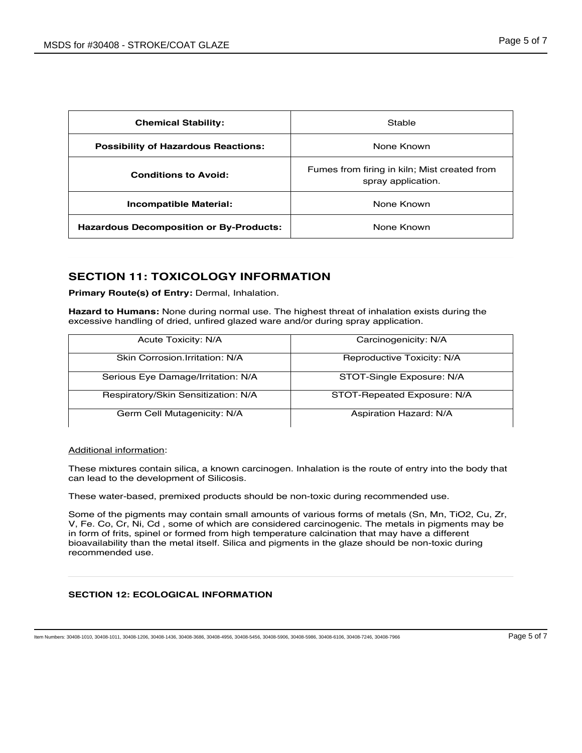| Chemical Stability: | Stable |
|---|---|
| Possibility of Hazardous Reactions: | None Known |
| Conditions to Avoid: | Fumes from firing in kiln; Mist created from spray application. |
| Incompatible Material: | None Known |
| Hazardous Decomposition or By-Products: | None Known |

## SECTION 11: TOXICOLOGY INFORMATION

**Primary Route(s) of Entry:** Dermal, Inhalation.

**Hazard to Humans:** None during normal use. The highest threat of inhalation exists during the excessive handling of dried, unfired glazed ware and/or during spray application.

| Acute Toxicity: N/A | Carcinogenicity: N/A |
|---|---|
| Skin Corrosion.Irritation: N/A | Reproductive Toxicity: N/A |
| Serious Eye Damage/Irritation: N/A | STOT-Single Exposure: N/A |
| Respiratory/Skin Sensitization: N/A | STOT-Repeated Exposure: N/A |
| Germ Cell Mutagenicity: N/A | Aspiration Hazard: N/A |

Additional information:

These mixtures contain silica, a known carcinogen. Inhalation is the route of entry into the body that can lead to the development of Silicosis.

These water-based, premixed products should be non-toxic during recommended use.

Some of the pigments may contain small amounts of various forms of metals (Sn, Mn, $TiO_2$, Cu, Zr, V, Fe. Co, Cr, Ni, Cd , some of which are considered carcinogenic. The metals in pigments may be in form of frits, spinel or formed from high temperature calcination that may have a different bioavailability than the metal itself. Silica and pigments in the glaze should be non-toxic during recommended use.

## SECTION 12: ECOLOGICAL INFORMATION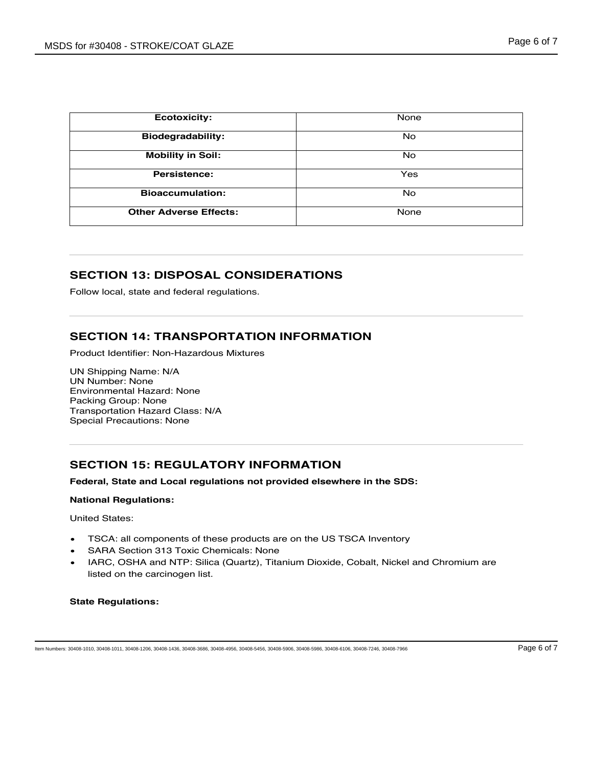| Ecotoxicity: | None |
| --- | --- |
| Biodegradability: | No |
| Mobility in Soil: | No |
| Persistence: | Yes |
| Bioaccumulation: | No |
| Other Adverse Effects: | None |

## SECTION 13: DISPOSAL CONSIDERATIONS

Follow local, state and federal regulations.

## SECTION 14: TRANSPORTATION INFORMATION

Product Identifier: Non-Hazardous Mixtures

UN Shipping Name: N/A
UN Number: None
Environmental Hazard: None
Packing Group: None
Transportation Hazard Class: N/A
Special Precautions: None

## SECTION 15: REGULATORY INFORMATION

**Federal, State and Local regulations not provided elsewhere in the SDS:**

**National Regulations:**

United States:

- TSCA: all components of these products are on the US TSCA Inventory
- SARA Section 313 Toxic Chemicals: None
- IARC, OSHA and NTP: Silica (Quartz), Titanium Dioxide, Cobalt, Nickel and Chromium are listed on the carcinogen list.

**State Regulations:**

Item Numbers: 30408-1010, 30408-1011, 30408-1206, 30408-1436, 30408-3686, 30408-4956, 30408-5456, 30408-5906, 30408-5986, 30408-6106, 30408-7246, 30408-7966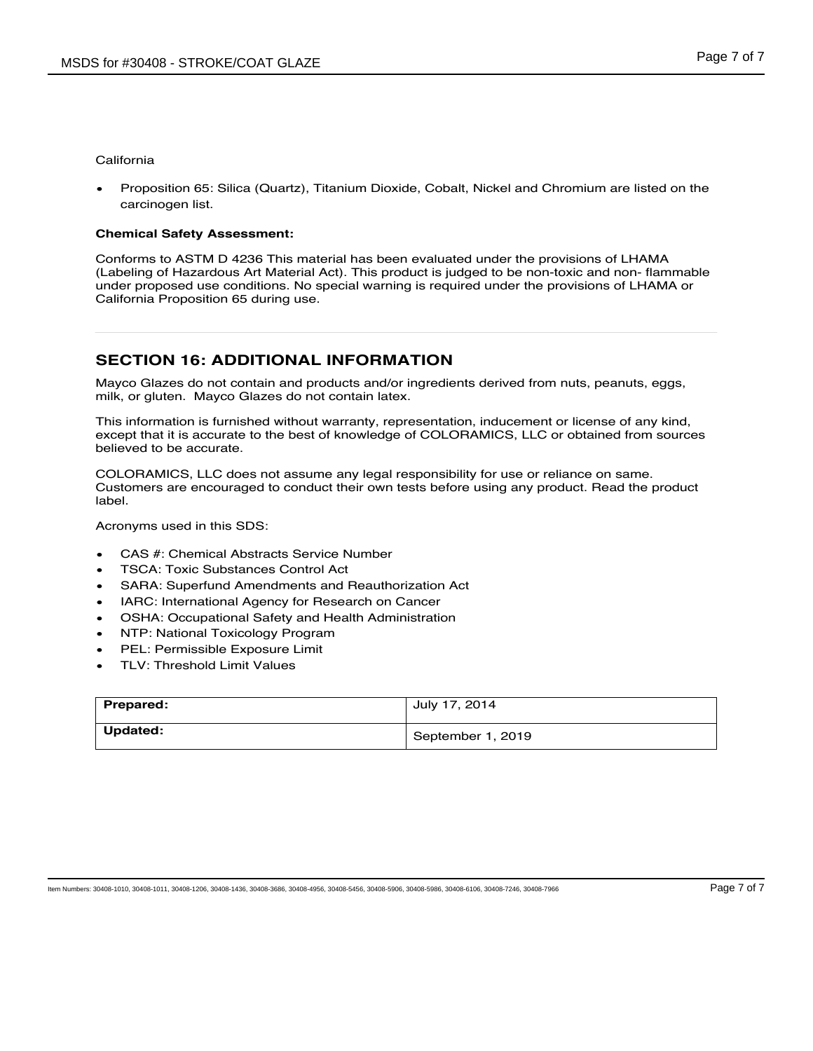California

- Proposition 65: Silica (Quartz), Titanium Dioxide, Cobalt, Nickel and Chromium are listed on the carcinogen list.

**Chemical Safety Assessment:**

Conforms to ASTM D 4236 This material has been evaluated under the provisions of LHAMA (Labeling of Hazardous Art Material Act). This product is judged to be non-toxic and non- flammable under proposed use conditions. No special warning is required under the provisions of LHAMA or California Proposition 65 during use.

## SECTION 16: ADDITIONAL INFORMATION

Mayco Glazes do not contain and products and/or ingredients derived from nuts, peanuts, eggs, milk, or gluten. Mayco Glazes do not contain latex.

This information is furnished without warranty, representation, inducement or license of any kind, except that it is accurate to the best of knowledge of COLORAMICS, LLC or obtained from sources believed to be accurate.

COLORAMICS, LLC does not assume any legal responsibility for use or reliance on same. Customers are encouraged to conduct their own tests before using any product. Read the product label.

Acronyms used in this SDS:

- CAS #: Chemical Abstracts Service Number
- TSCA: Toxic Substances Control Act
- SARA: Superfund Amendments and Reauthorization Act
- IARC: International Agency for Research on Cancer
- OSHA: Occupational Safety and Health Administration
- NTP: National Toxicology Program
- PEL: Permissible Exposure Limit
- TLV: Threshold Limit Values

| | |
|---|---|
| **Prepared:** | July 17, 2014 |
| **Updated:** | September 1, 2019 |

Item Numbers: 30408-1010, 30408-1011, 30408-1206, 30408-1436, 30408-3686, 30408-4956, 30408-5456, 30408-5906, 30408-5986, 30408-6106, 30408-7246, 30408-7966